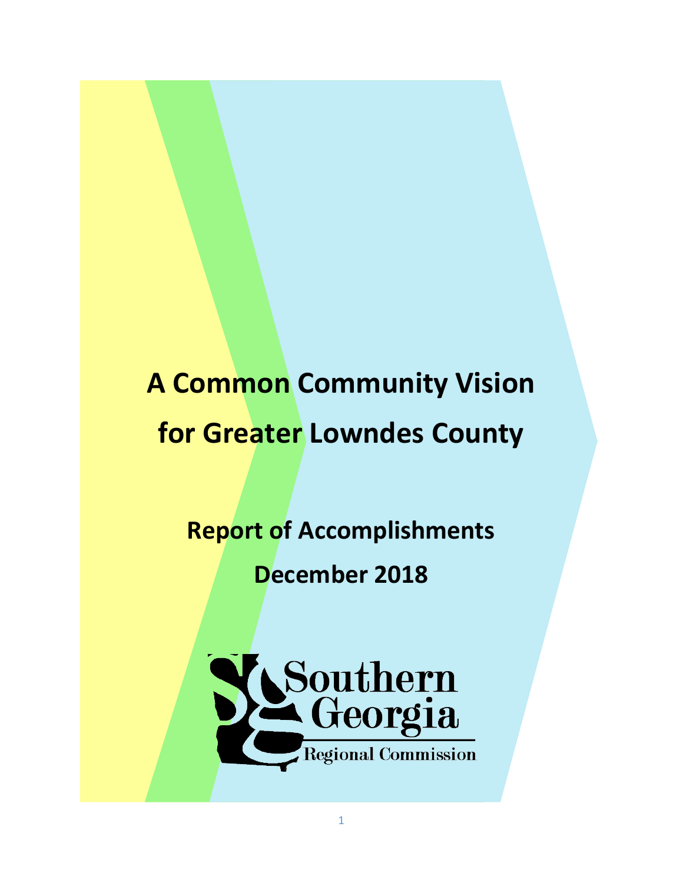# A Common Community Vision for Greater Lowndes County

## Report of Accomplishments

## December 2018

Southern Georgia Regional Commission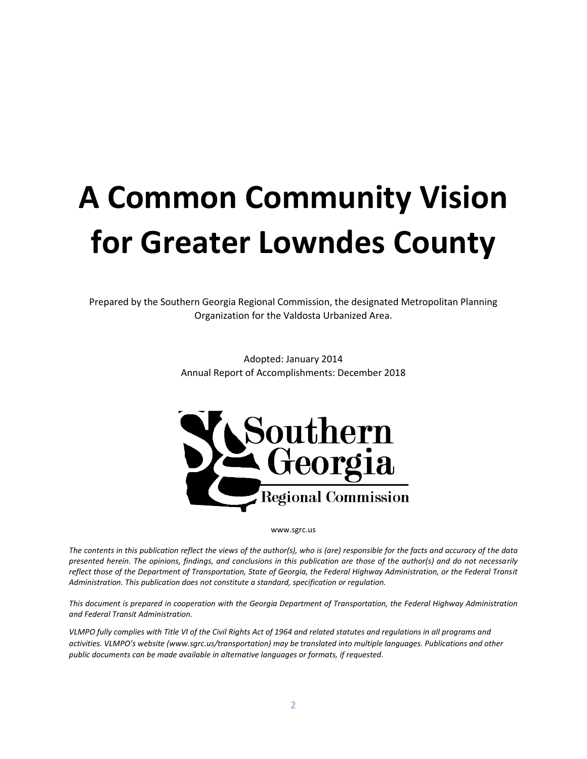# A Common Community Vision for Greater Lowndes County

Prepared by the Southern Georgia Regional Commission, the designated Metropolitan Planning Organization for the Valdosta Urbanized Area.

Adopted: January 2014
Annual Report of Accomplishments: December 2018

Southern Georgia Regional Commission

www.sgrc.us

*The contents in this publication reflect the views of the author(s), who is (are) responsible for the facts and accuracy of the data presented herein. The opinions, findings, and conclusions in this publication are those of the author(s) and do not necessarily reflect those of the Department of Transportation, State of Georgia, the Federal Highway Administration, or the Federal Transit Administration. This publication does not constitute a standard, specification or regulation.*

*This document is prepared in cooperation with the Georgia Department of Transportation, the Federal Highway Administration and Federal Transit Administration.*

*VLMPO fully complies with Title VI of the Civil Rights Act of 1964 and related statutes and regulations in all programs and activities. VLMPO's website (www.sgrc.us/transportation) may be translated into multiple languages. Publications and other public documents can be made available in alternative languages or formats, if requested.*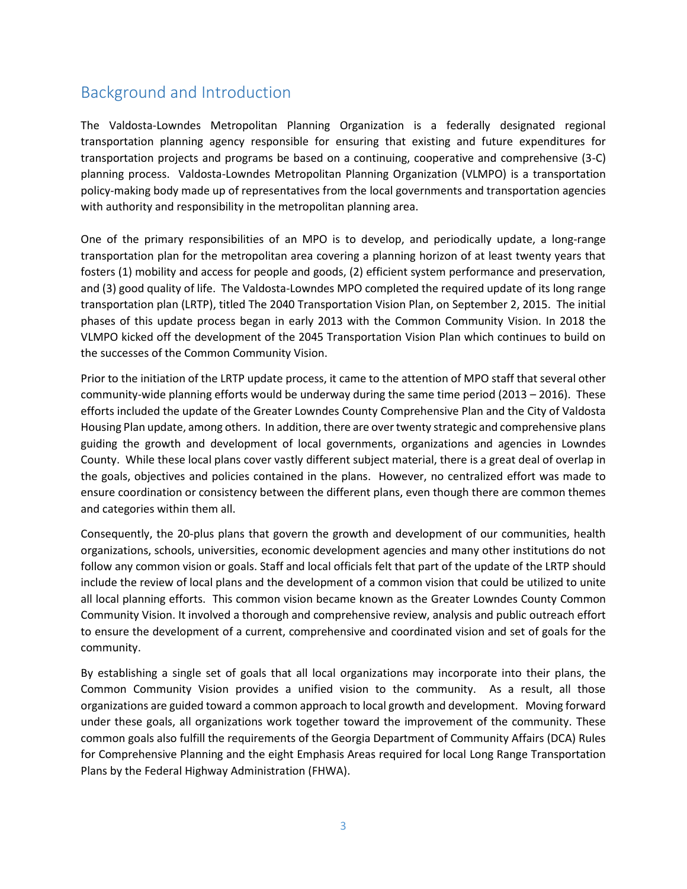## Background and Introduction

The Valdosta-Lowndes Metropolitan Planning Organization is a federally designated regional transportation planning agency responsible for ensuring that existing and future expenditures for transportation projects and programs be based on a continuing, cooperative and comprehensive (3-C) planning process. Valdosta-Lowndes Metropolitan Planning Organization (VLMPO) is a transportation policy-making body made up of representatives from the local governments and transportation agencies with authority and responsibility in the metropolitan planning area.

One of the primary responsibilities of an MPO is to develop, and periodically update, a long-range transportation plan for the metropolitan area covering a planning horizon of at least twenty years that fosters (1) mobility and access for people and goods, (2) efficient system performance and preservation, and (3) good quality of life. The Valdosta-Lowndes MPO completed the required update of its long range transportation plan (LRTP), titled The 2040 Transportation Vision Plan, on September 2, 2015. The initial phases of this update process began in early 2013 with the Common Community Vision. In 2018 the VLMPO kicked off the development of the 2045 Transportation Vision Plan which continues to build on the successes of the Common Community Vision.

Prior to the initiation of the LRTP update process, it came to the attention of MPO staff that several other community-wide planning efforts would be underway during the same time period (2013 – 2016). These efforts included the update of the Greater Lowndes County Comprehensive Plan and the City of Valdosta Housing Plan update, among others. In addition, there are over twenty strategic and comprehensive plans guiding the growth and development of local governments, organizations and agencies in Lowndes County. While these local plans cover vastly different subject material, there is a great deal of overlap in the goals, objectives and policies contained in the plans. However, no centralized effort was made to ensure coordination or consistency between the different plans, even though there are common themes and categories within them all.

Consequently, the 20-plus plans that govern the growth and development of our communities, health organizations, schools, universities, economic development agencies and many other institutions do not follow any common vision or goals. Staff and local officials felt that part of the update of the LRTP should include the review of local plans and the development of a common vision that could be utilized to unite all local planning efforts. This common vision became known as the Greater Lowndes County Common Community Vision. It involved a thorough and comprehensive review, analysis and public outreach effort to ensure the development of a current, comprehensive and coordinated vision and set of goals for the community.

By establishing a single set of goals that all local organizations may incorporate into their plans, the Common Community Vision provides a unified vision to the community. As a result, all those organizations are guided toward a common approach to local growth and development. Moving forward under these goals, all organizations work together toward the improvement of the community. These common goals also fulfill the requirements of the Georgia Department of Community Affairs (DCA) Rules for Comprehensive Planning and the eight Emphasis Areas required for local Long Range Transportation Plans by the Federal Highway Administration (FHWA).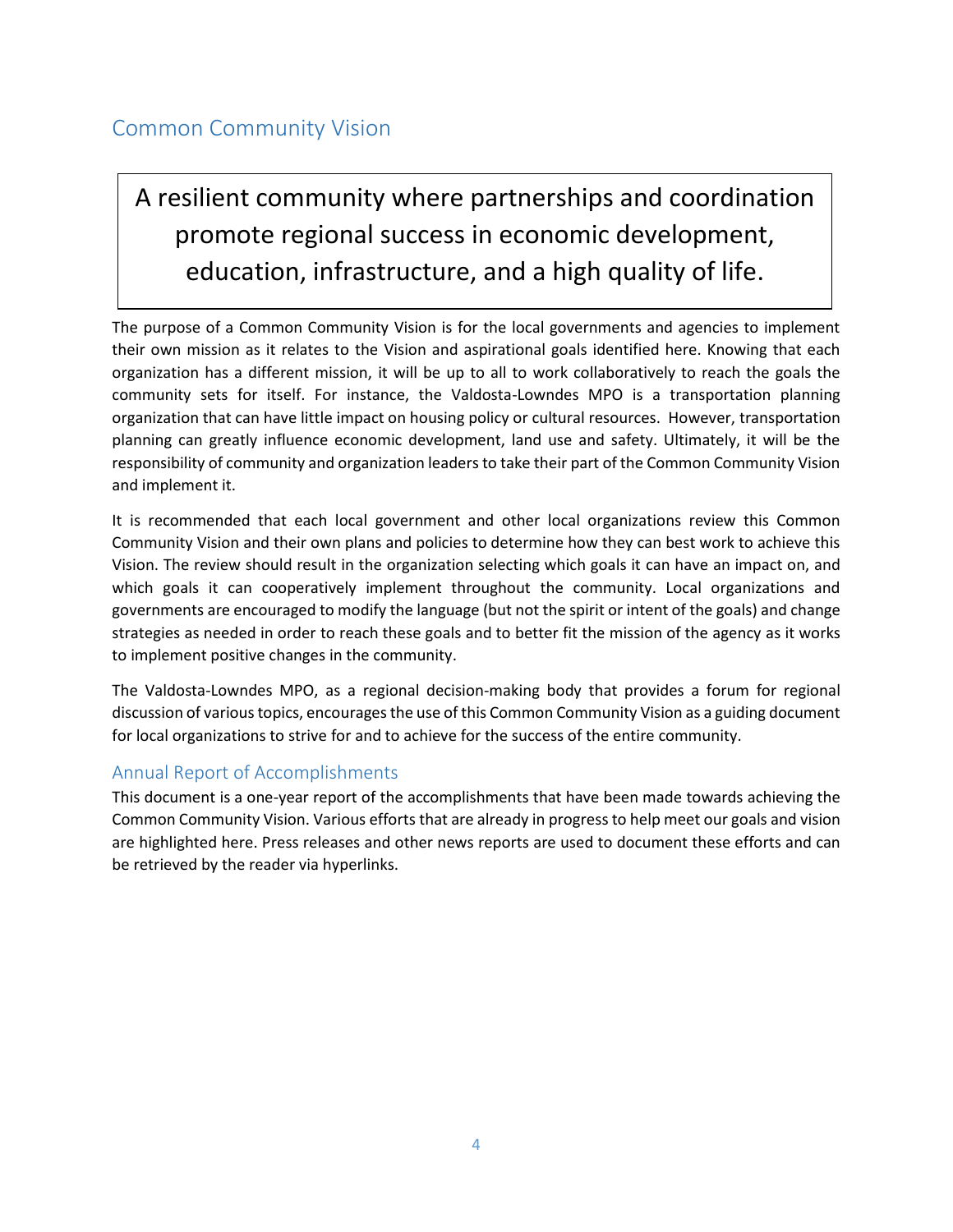## Common Community Vision

> A resilient community where partnerships and coordination promote regional success in economic development, education, infrastructure, and a high quality of life.

The purpose of a Common Community Vision is for the local governments and agencies to implement their own mission as it relates to the Vision and aspirational goals identified here. Knowing that each organization has a different mission, it will be up to all to work collaboratively to reach the goals the community sets for itself. For instance, the Valdosta-Lowndes MPO is a transportation planning organization that can have little impact on housing policy or cultural resources. However, transportation planning can greatly influence economic development, land use and safety. Ultimately, it will be the responsibility of community and organization leaders to take their part of the Common Community Vision and implement it.

It is recommended that each local government and other local organizations review this Common Community Vision and their own plans and policies to determine how they can best work to achieve this Vision. The review should result in the organization selecting which goals it can have an impact on, and which goals it can cooperatively implement throughout the community. Local organizations and governments are encouraged to modify the language (but not the spirit or intent of the goals) and change strategies as needed in order to reach these goals and to better fit the mission of the agency as it works to implement positive changes in the community.

The Valdosta-Lowndes MPO, as a regional decision-making body that provides a forum for regional discussion of various topics, encourages the use of this Common Community Vision as a guiding document for local organizations to strive for and to achieve for the success of the entire community.

### Annual Report of Accomplishments

This document is a one-year report of the accomplishments that have been made towards achieving the Common Community Vision. Various efforts that are already in progress to help meet our goals and vision are highlighted here. Press releases and other news reports are used to document these efforts and can be retrieved by the reader via hyperlinks.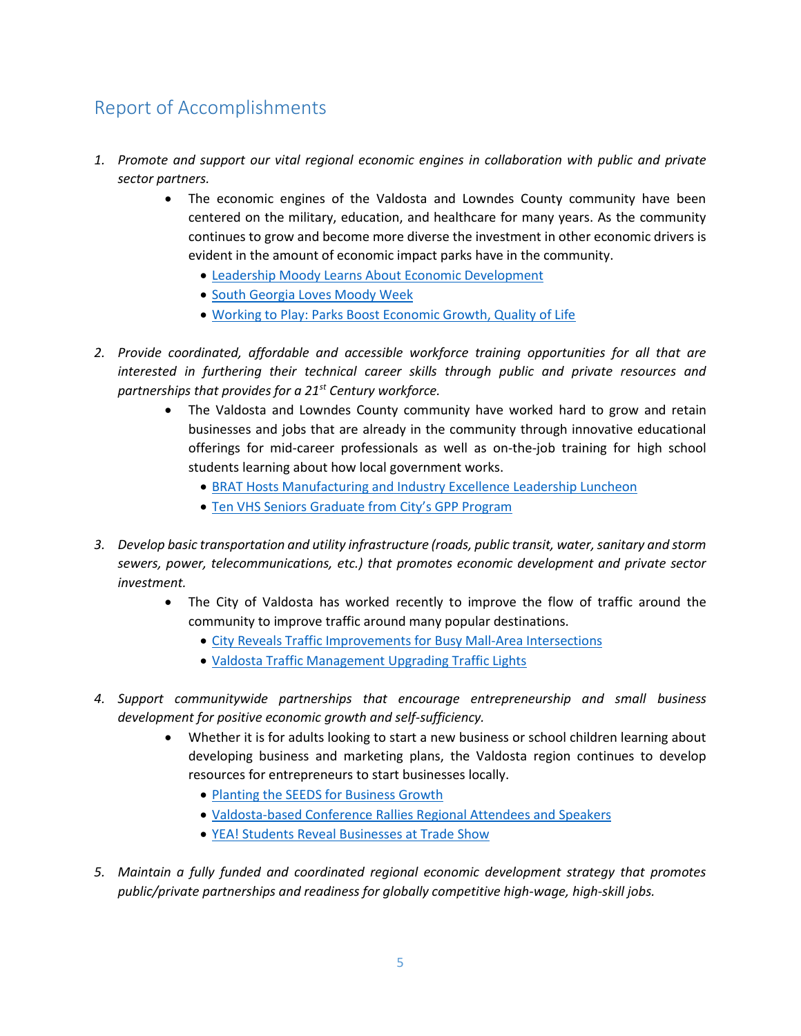## Report of Accomplishments

1. *Promote and support our vital regional economic engines in collaboration with public and private sector partners.*
   - The economic engines of the Valdosta and Lowndes County community have been centered on the military, education, and healthcare for many years. As the community continues to grow and become more diverse the investment in other economic drivers is evident in the amount of economic impact parks have in the community.
     - Leadership Moody Learns About Economic Development
     - South Georgia Loves Moody Week
     - Working to Play: Parks Boost Economic Growth, Quality of Life

2. *Provide coordinated, affordable and accessible workforce training opportunities for all that are interested in furthering their technical career skills through public and private resources and partnerships that provides for a 21st Century workforce.*
   - The Valdosta and Lowndes County community have worked hard to grow and retain businesses and jobs that are already in the community through innovative educational offerings for mid-career professionals as well as on-the-job training for high school students learning about how local government works.
     - BRAT Hosts Manufacturing and Industry Excellence Leadership Luncheon
     - Ten VHS Seniors Graduate from City's GPP Program

3. *Develop basic transportation and utility infrastructure (roads, public transit, water, sanitary and storm sewers, power, telecommunications, etc.) that promotes economic development and private sector investment.*
   - The City of Valdosta has worked recently to improve the flow of traffic around the community to improve traffic around many popular destinations.
     - City Reveals Traffic Improvements for Busy Mall-Area Intersections
     - Valdosta Traffic Management Upgrading Traffic Lights

4. *Support communitywide partnerships that encourage entrepreneurship and small business development for positive economic growth and self-sufficiency.*
   - Whether it is for adults looking to start a new business or school children learning about developing business and marketing plans, the Valdosta region continues to develop resources for entrepreneurs to start businesses locally.
     - Planting the SEEDS for Business Growth
     - Valdosta-based Conference Rallies Regional Attendees and Speakers
     - YEA! Students Reveal Businesses at Trade Show

5. *Maintain a fully funded and coordinated regional economic development strategy that promotes public/private partnerships and readiness for globally competitive high-wage, high-skill jobs.*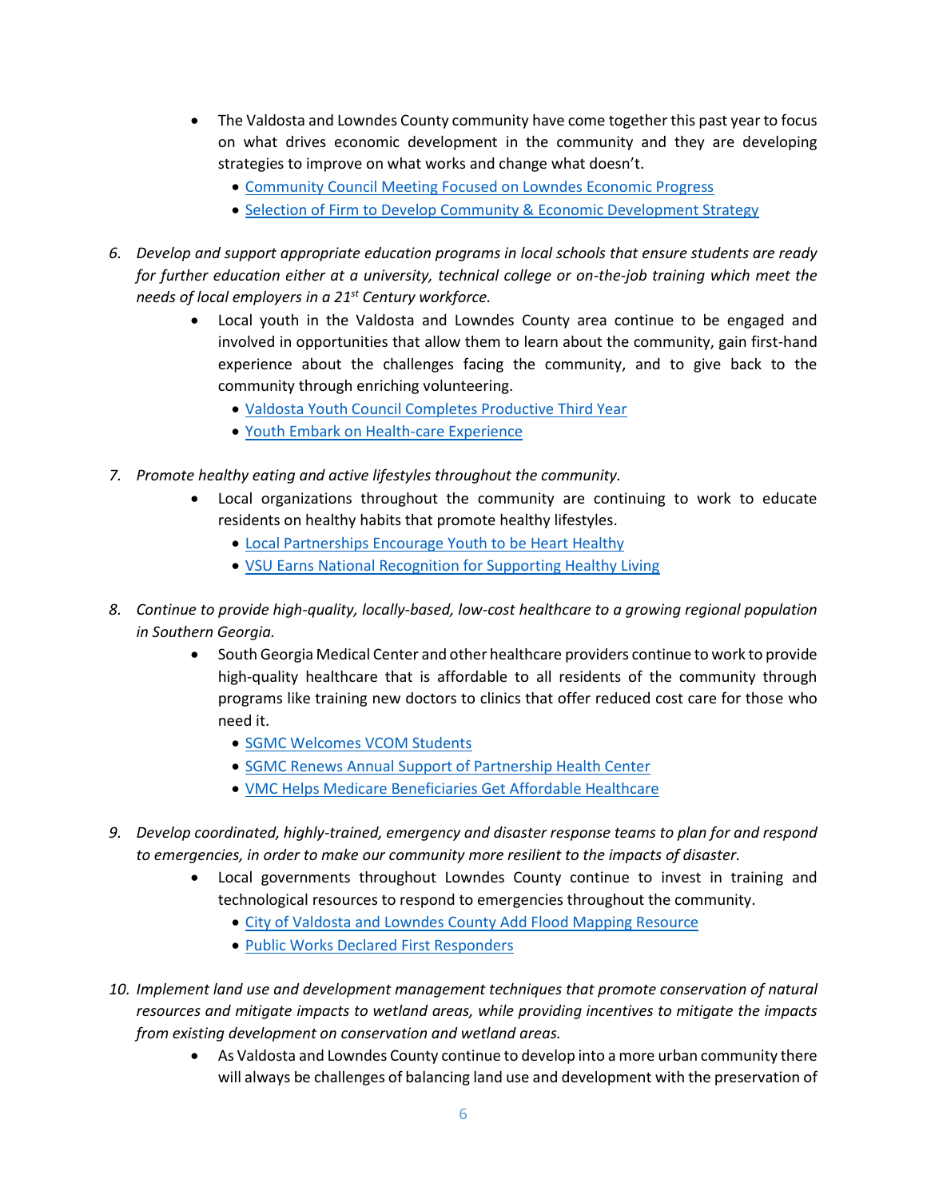- The Valdosta and Lowndes County community have come together this past year to focus on what drives economic development in the community and they are developing strategies to improve on what works and change what doesn't.
    - Community Council Meeting Focused on Lowndes Economic Progress
    - Selection of Firm to Develop Community & Economic Development Strategy

6. *Develop and support appropriate education programs in local schools that ensure students are ready for further education either at a university, technical college or on-the-job training which meet the needs of local employers in a 21st Century workforce.*
    - Local youth in the Valdosta and Lowndes County area continue to be engaged and involved in opportunities that allow them to learn about the community, gain first-hand experience about the challenges facing the community, and to give back to the community through enriching volunteering.
        - Valdosta Youth Council Completes Productive Third Year
        - Youth Embark on Health-care Experience

7. *Promote healthy eating and active lifestyles throughout the community.*
    - Local organizations throughout the community are continuing to work to educate residents on healthy habits that promote healthy lifestyles.
        - Local Partnerships Encourage Youth to be Heart Healthy
        - VSU Earns National Recognition for Supporting Healthy Living

8. *Continue to provide high-quality, locally-based, low-cost healthcare to a growing regional population in Southern Georgia.*
    - South Georgia Medical Center and other healthcare providers continue to work to provide high-quality healthcare that is affordable to all residents of the community through programs like training new doctors to clinics that offer reduced cost care for those who need it.
        - SGMC Welcomes VCOM Students
        - SGMC Renews Annual Support of Partnership Health Center
        - VMC Helps Medicare Beneficiaries Get Affordable Healthcare

9. *Develop coordinated, highly-trained, emergency and disaster response teams to plan for and respond to emergencies, in order to make our community more resilient to the impacts of disaster.*
    - Local governments throughout Lowndes County continue to invest in training and technological resources to respond to emergencies throughout the community.
        - City of Valdosta and Lowndes County Add Flood Mapping Resource
        - Public Works Declared First Responders

10. *Implement land use and development management techniques that promote conservation of natural resources and mitigate impacts to wetland areas, while providing incentives to mitigate the impacts from existing development on conservation and wetland areas.*
    - As Valdosta and Lowndes County continue to develop into a more urban community there will always be challenges of balancing land use and development with the preservation of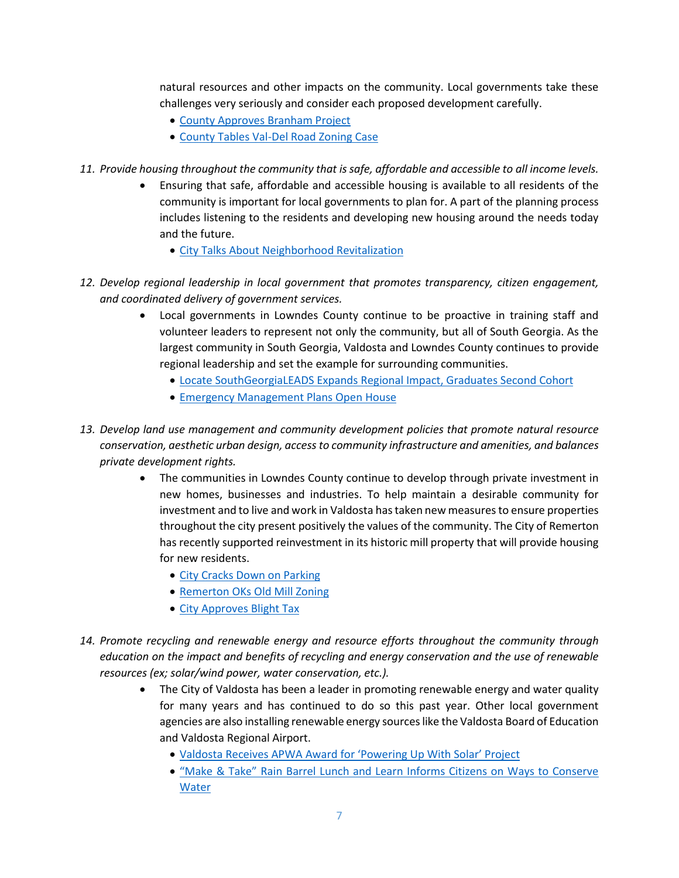natural resources and other impacts on the community. Local governments take these challenges very seriously and consider each proposed development carefully.

- County Approves Branham Project
- County Tables Val-Del Road Zoning Case

11. *Provide housing throughout the community that is safe, affordable and accessible to all income levels.*
    - Ensuring that safe, affordable and accessible housing is available to all residents of the community is important for local governments to plan for. A part of the planning process includes listening to the residents and developing new housing around the needs today and the future.
        - City Talks About Neighborhood Revitalization

12. *Develop regional leadership in local government that promotes transparency, citizen engagement, and coordinated delivery of government services.*
    - Local governments in Lowndes County continue to be proactive in training staff and volunteer leaders to represent not only the community, but all of South Georgia. As the largest community in South Georgia, Valdosta and Lowndes County continues to provide regional leadership and set the example for surrounding communities.
        - Locate SouthGeorgiaLEADS Expands Regional Impact, Graduates Second Cohort
        - Emergency Management Plans Open House

13. *Develop land use management and community development policies that promote natural resource conservation, aesthetic urban design, access to community infrastructure and amenities, and balances private development rights.*
    - The communities in Lowndes County continue to develop through private investment in new homes, businesses and industries. To help maintain a desirable community for investment and to live and work in Valdosta has taken new measures to ensure properties throughout the city present positively the values of the community. The City of Remerton has recently supported reinvestment in its historic mill property that will provide housing for new residents.
        - City Cracks Down on Parking
        - Remerton OKs Old Mill Zoning
        - City Approves Blight Tax

14. *Promote recycling and renewable energy and resource efforts throughout the community through education on the impact and benefits of recycling and energy conservation and the use of renewable resources (ex; solar/wind power, water conservation, etc.).*
    - The City of Valdosta has been a leader in promoting renewable energy and water quality for many years and has continued to do so this past year. Other local government agencies are also installing renewable energy sources like the Valdosta Board of Education and Valdosta Regional Airport.
        - Valdosta Receives APWA Award for 'Powering Up With Solar' Project
        - "Make & Take" Rain Barrel Lunch and Learn Informs Citizens on Ways to Conserve Water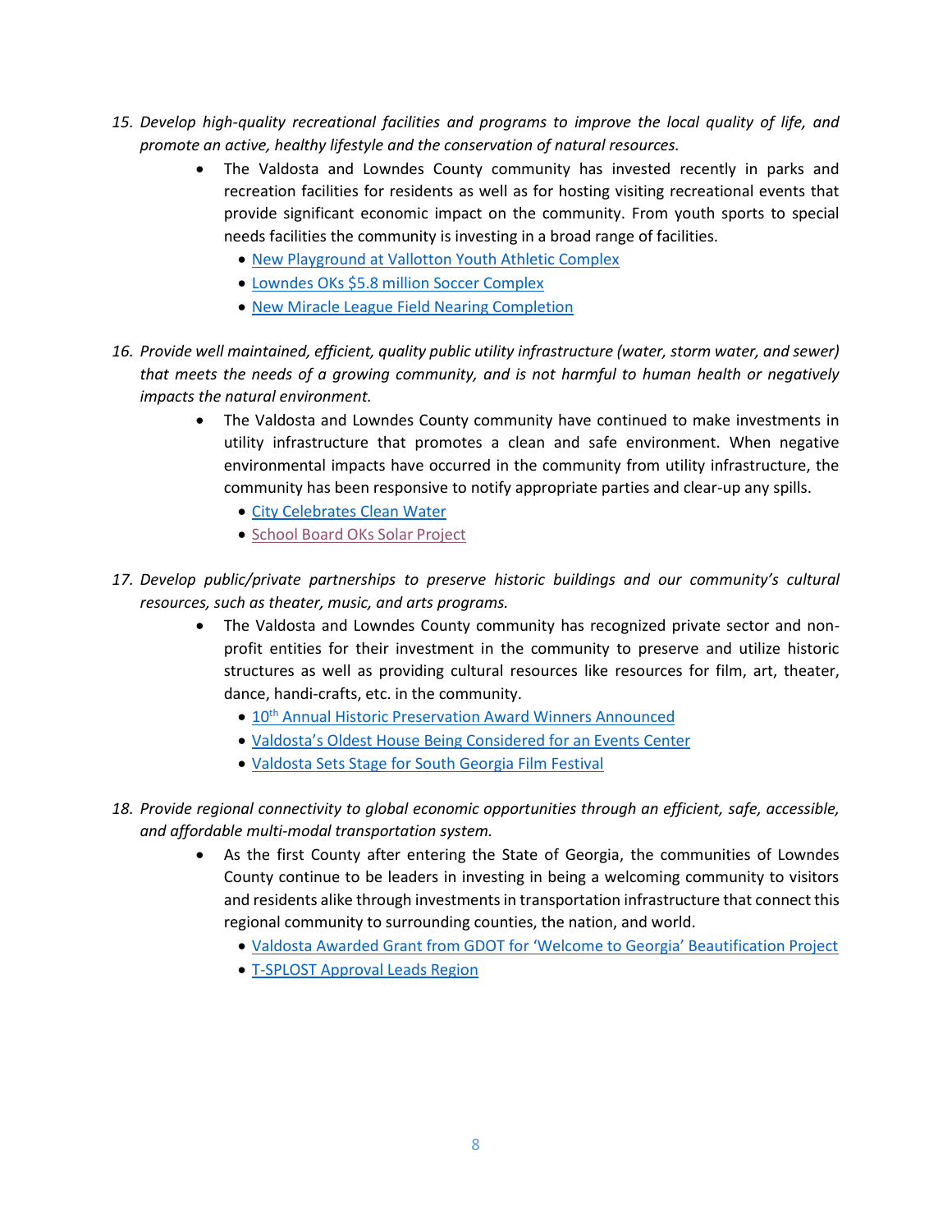15. *Develop high-quality recreational facilities and programs to improve the local quality of life, and promote an active, healthy lifestyle and the conservation of natural resources.*
    - The Valdosta and Lowndes County community has invested recently in parks and recreation facilities for residents as well as for hosting visiting recreational events that provide significant economic impact on the community. From youth sports to special needs facilities the community is investing in a broad range of facilities.
        - New Playground at Vallotton Youth Athletic Complex
        - Lowndes OKs $5.8 million Soccer Complex
        - New Miracle League Field Nearing Completion

16. *Provide well maintained, efficient, quality public utility infrastructure (water, storm water, and sewer) that meets the needs of a growing community, and is not harmful to human health or negatively impacts the natural environment.*
    - The Valdosta and Lowndes County community have continued to make investments in utility infrastructure that promotes a clean and safe environment. When negative environmental impacts have occurred in the community from utility infrastructure, the community has been responsive to notify appropriate parties and clear-up any spills.
        - City Celebrates Clean Water
        - School Board OKs Solar Project

17. *Develop public/private partnerships to preserve historic buildings and our community's cultural resources, such as theater, music, and arts programs.*
    - The Valdosta and Lowndes County community has recognized private sector and non-profit entities for their investment in the community to preserve and utilize historic structures as well as providing cultural resources like resources for film, art, theater, dance, handi-crafts, etc. in the community.
        - 10th Annual Historic Preservation Award Winners Announced
        - Valdosta's Oldest House Being Considered for an Events Center
        - Valdosta Sets Stage for South Georgia Film Festival

18. *Provide regional connectivity to global economic opportunities through an efficient, safe, accessible, and affordable multi-modal transportation system.*
    - As the first County after entering the State of Georgia, the communities of Lowndes County continue to be leaders in investing in being a welcoming community to visitors and residents alike through investments in transportation infrastructure that connect this regional community to surrounding counties, the nation, and world.
        - Valdosta Awarded Grant from GDOT for 'Welcome to Georgia' Beautification Project
        - T-SPLOST Approval Leads Region